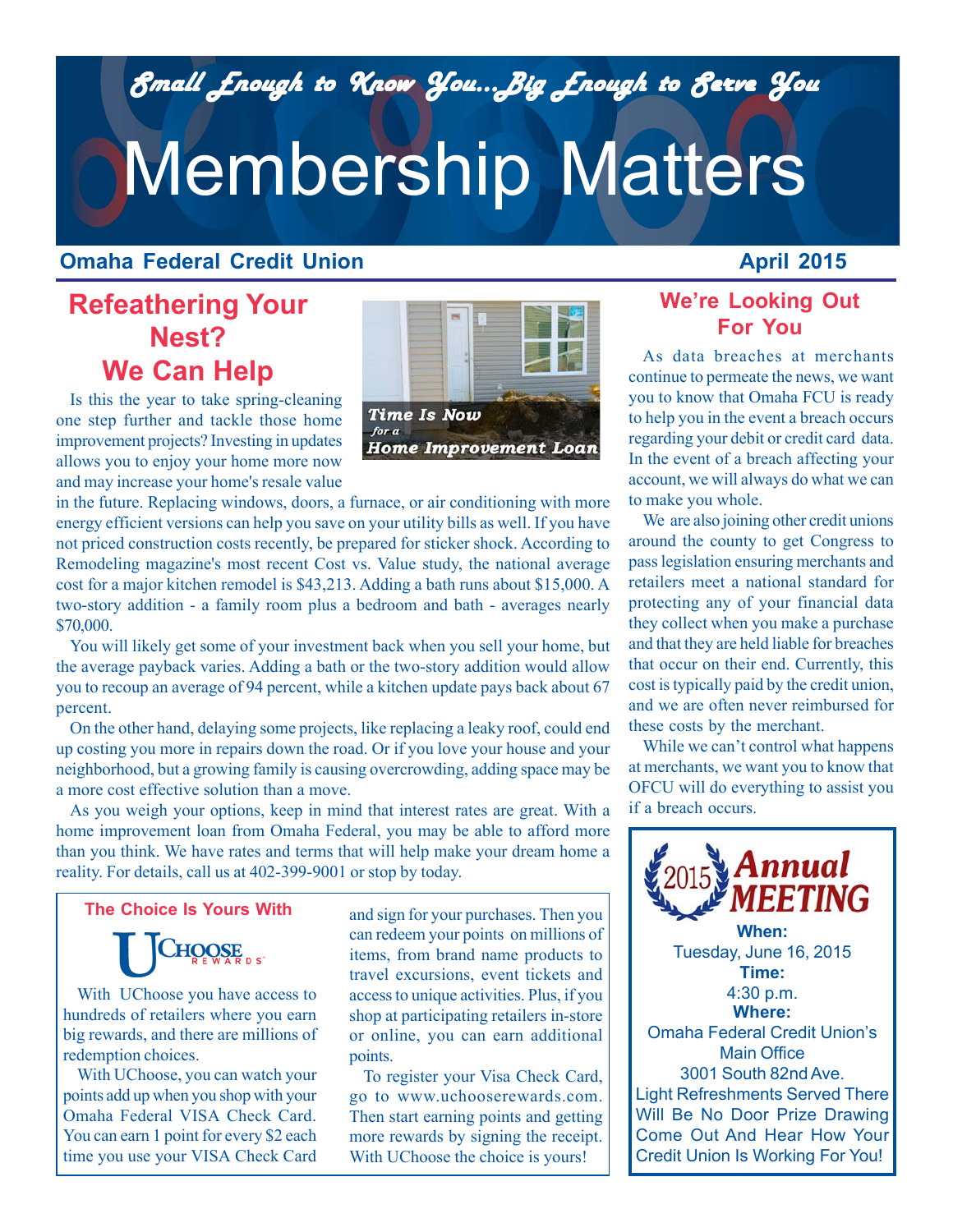*Small Enough to Know You...Big Enough to Serve You*

# Membership Matters

**Omaha Federal Credit Union** **April 2015**

## Refeathering Your Nest? We Can Help

*Time Is Now for a Home Improvement Loan*

Is this the year to take spring-cleaning one step further and tackle those home improvement projects? Investing in updates allows you to enjoy your home more now and may increase your home's resale value in the future. Replacing windows, doors, a furnace, or air conditioning with more energy efficient versions can help you save on your utility bills as well. If you have not priced construction costs recently, be prepared for sticker shock. According to Remodeling magazine's most recent Cost vs. Value study, the national average cost for a major kitchen remodel is $43,213. Adding a bath runs about $15,000. A two-story addition - a family room plus a bedroom and bath - averages nearly $70,000.

You will likely get some of your investment back when you sell your home, but the average payback varies. Adding a bath or the two-story addition would allow you to recoup an average of 94 percent, while a kitchen update pays back about 67 percent.

On the other hand, delaying some projects, like replacing a leaky roof, could end up costing you more in repairs down the road. Or if you love your house and your neighborhood, but a growing family is causing overcrowding, adding space may be a more cost effective solution than a move.

As you weigh your options, keep in mind that interest rates are great. With a home improvement loan from Omaha Federal, you may be able to afford more than you think. We have rates and terms that will help make your dream home a reality. For details, call us at 402-399-9001 or stop by today.

### The Choice Is Yours With

**UChoose Rewards**

With UChoose you have access to hundreds of retailers where you earn big rewards, and there are millions of redemption choices.

With UChoose, you can watch your points add up when you shop with your Omaha Federal VISA Check Card. You can earn 1 point for every $2 each time you use your VISA Check Card and sign for your purchases. Then you can redeem your points on millions of items, from brand name products to travel excursions, event tickets and access to unique activities. Plus, if you shop at participating retailers in-store or online, you can earn additional points.

To register your Visa Check Card, go to www.uchooserewards.com. Then start earning points and getting more rewards by signing the receipt. With UChoose the choice is yours!

## We're Looking Out For You

As data breaches at merchants continue to permeate the news, we want you to know that Omaha FCU is ready to help you in the event a breach occurs regarding your debit or credit card data. In the event of a breach affecting your account, we will always do what we can to make you whole.

We are also joining other credit unions around the county to get Congress to pass legislation ensuring merchants and retailers meet a national standard for protecting any of your financial data they collect when you make a purchase and that they are held liable for breaches that occur on their end. Currently, this cost is typically paid by the credit union, and we are often never reimbursed for these costs by the merchant.

While we can't control what happens at merchants, we want you to know that OFCU will do everything to assist you if a breach occurs.

### 2015 Annual MEETING

**When:**
Tuesday, June 16, 2015

**Time:**
4:30 p.m.

**Where:**
Omaha Federal Credit Union's Main Office
3001 South 82nd Ave.

Light Refreshments Served There Will Be No Door Prize Drawing Come Out And Hear How Your Credit Union Is Working For You!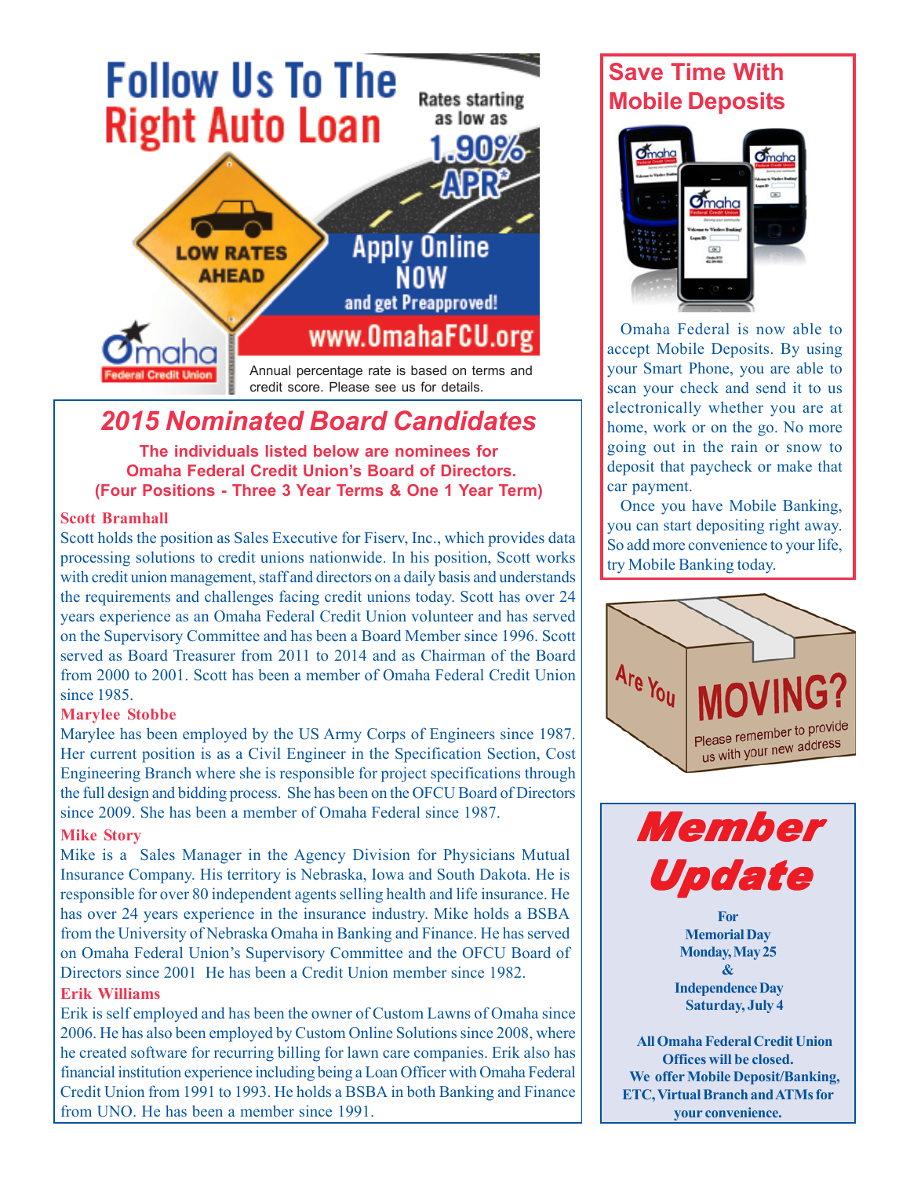# Follow Us To The Right Auto Loan

Rates starting as low as 1.90% APR*

LOW RATES AHEAD

Apply Online NOW and get Preapproved!

www.OmahaFCU.org

Omaha Federal Credit Union

Annual percentage rate is based on terms and credit score. Please see us for details.

## *2015 Nominated Board Candidates*

**The individuals listed below are nominees for Omaha Federal Credit Union's Board of Directors. (Four Positions - Three 3 Year Terms & One 1 Year Term)**

**Scott Bramhall**

Scott holds the position as Sales Executive for Fiserv, Inc., which provides data processing solutions to credit unions nationwide. In his position, Scott works with credit union management, staff and directors on a daily basis and understands the requirements and challenges facing credit unions today. Scott has over 24 years experience as an Omaha Federal Credit Union volunteer and has served on the Supervisory Committee and has been a Board Member since 1996. Scott served as Board Treasurer from 2011 to 2014 and as Chairman of the Board from 2000 to 2001. Scott has been a member of Omaha Federal Credit Union since 1985.

**Marylee Stobbe**

Marylee has been employed by the US Army Corps of Engineers since 1987. Her current position is as a Civil Engineer in the Specification Section, Cost Engineering Branch where she is responsible for project specifications through the full design and bidding process. She has been on the OFCU Board of Directors since 2009. She has been a member of Omaha Federal since 1987.

**Mike Story**

Mike is a Sales Manager in the Agency Division for Physicians Mutual Insurance Company. His territory is Nebraska, Iowa and South Dakota. He is responsible for over 80 independent agents selling health and life insurance. He has over 24 years experience in the insurance industry. Mike holds a BSBA from the University of Nebraska Omaha in Banking and Finance. He has served on Omaha Federal Union's Supervisory Committee and the OFCU Board of Directors since 2001 He has been a Credit Union member since 1982.

**Erik Williams**

Erik is self employed and has been the owner of Custom Lawns of Omaha since 2006. He has also been employed by Custom Online Solutions since 2008, where he created software for recurring billing for lawn care companies. Erik also has financial institution experience including being a Loan Officer with Omaha Federal Credit Union from 1991 to 1993. He holds a BSBA in both Banking and Finance from UNO. He has been a member since 1991.

## Save Time With Mobile Deposits

Omaha Federal is now able to accept Mobile Deposits. By using your Smart Phone, you are able to scan your check and send it to us electronically whether you are at home, work or on the go. No more going out in the rain or snow to deposit that paycheck or make that car payment.

Once you have Mobile Banking, you can start depositing right away. So add more convenience to your life, try Mobile Banking today.

## Are You MOVING?

Please remember to provide us with your new address

## *Member Update*

**For**
**Memorial Day**
**Monday, May 25**
**&**
**Independence Day**
**Saturday, July 4**

**All Omaha Federal Credit Union Offices will be closed.**
**We offer Mobile Deposit/Banking, ETC, Virtual Branch and ATMs for your convenience.**